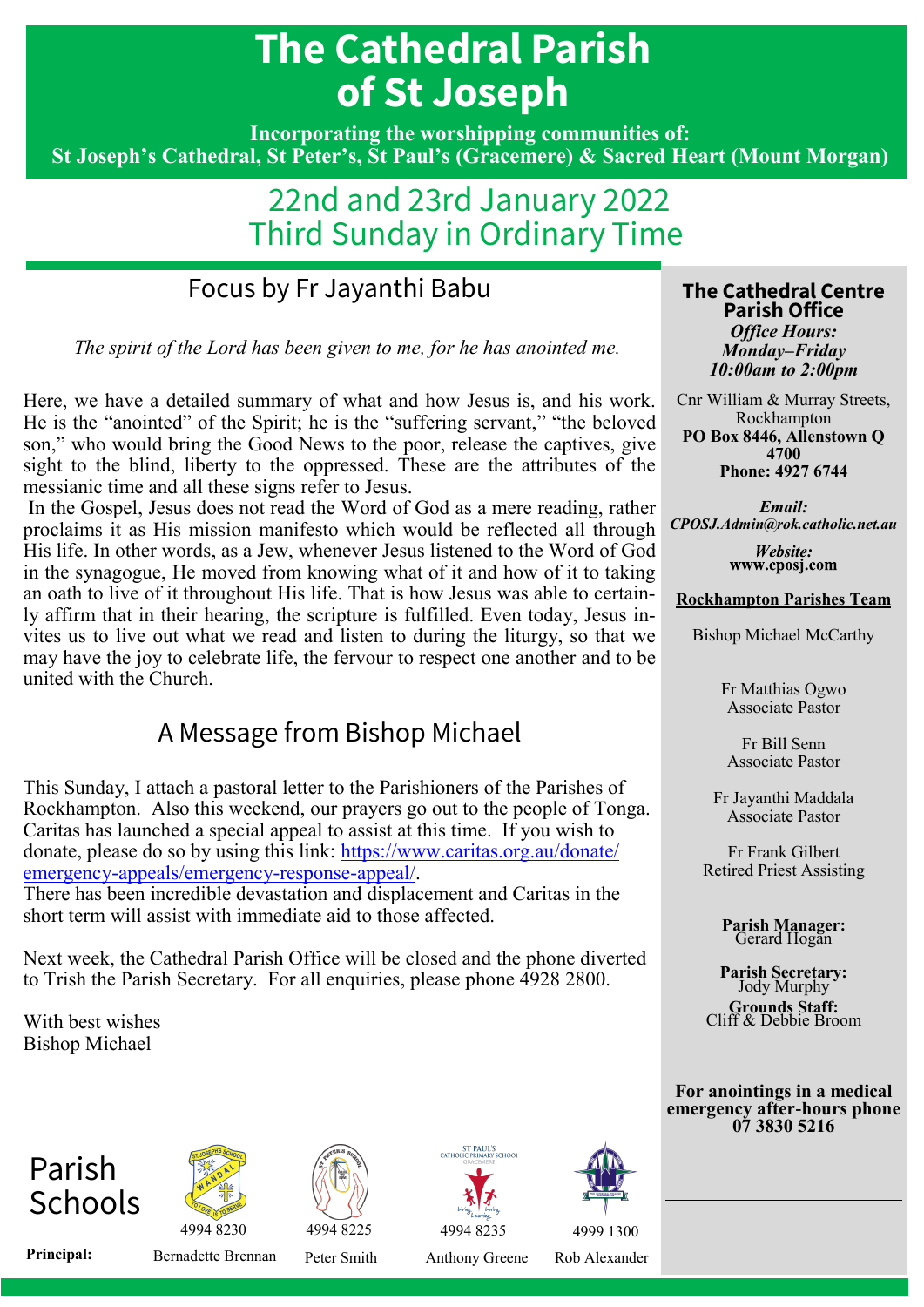# The Cathedral Parish of St Joseph

**Incorporating the worshipping communities of:**
**St Joseph's Cathedral, St Peter's, St Paul's (Gracemere) & Sacred Heart (Mount Morgan)**

## 22nd and 23rd January 2022
## Third Sunday in Ordinary Time

## Focus by Fr Jayanthi Babu

*The spirit of the Lord has been given to me, for he has anointed me.*

Here, we have a detailed summary of what and how Jesus is, and his work. He is the "anointed" of the Spirit; he is the "suffering servant," "the beloved son," who would bring the Good News to the poor, release the captives, give sight to the blind, liberty to the oppressed. These are the attributes of the messianic time and all these signs refer to Jesus.

In the Gospel, Jesus does not read the Word of God as a mere reading, rather proclaims it as His mission manifesto which would be reflected all through His life. In other words, as a Jew, whenever Jesus listened to the Word of God in the synagogue, He moved from knowing what of it and how of it to taking an oath to live of it throughout His life. That is how Jesus was able to certainly affirm that in their hearing, the scripture is fulfilled. Even today, Jesus invites us to live out what we read and listen to during the liturgy, so that we may have the joy to celebrate life, the fervour to respect one another and to be united with the Church.

## A Message from Bishop Michael

This Sunday, I attach a pastoral letter to the Parishioners of the Parishes of Rockhampton. Also this weekend, our prayers go out to the people of Tonga. Caritas has launched a special appeal to assist at this time. If you wish to donate, please do so by using this link: https://www.caritas.org.au/donate/emergency-appeals/emergency-response-appeal/.
There has been incredible devastation and displacement and Caritas in the short term will assist with immediate aid to those affected.

Next week, the Cathedral Parish Office will be closed and the phone diverted to Trish the Parish Secretary. For all enquiries, please phone 4928 2800.

With best wishes
Bishop Michael

## Parish Schools

| | St Joseph's School | St Peter's School | St Paul's Catholic Primary School Gracemere | |
|---|---|---|---|---|
| | 4994 8230 | 4994 8225 | 4994 8235 | 4999 1300 |
| **Principal:** | Bernadette Brennan | Peter Smith | Anthony Greene | Rob Alexander |

## The Cathedral Centre Parish Office

***Office Hours:***
***Monday–Friday***
***10:00am to 2:00pm***

Cnr William & Murray Streets, Rockhampton
**PO Box 8446, Allenstown Q 4700**
**Phone: 4927 6744**

***Email:***
***CPOSJ.Admin@rok.catholic.net.au***

***Website:***
**www.cposj.com**

**Rockhampton Parishes Team**

Bishop Michael McCarthy

Fr Matthias Ogwo
Associate Pastor

Fr Bill Senn
Associate Pastor

Fr Jayanthi Maddala
Associate Pastor

Fr Frank Gilbert
Retired Priest Assisting

**Parish Manager:**
Gerard Hogan

**Parish Secretary:**
Jody Murphy

**Grounds Staff:**
Cliff & Debbie Broom

**For anointings in a medical emergency after-hours phone 07 3830 5216**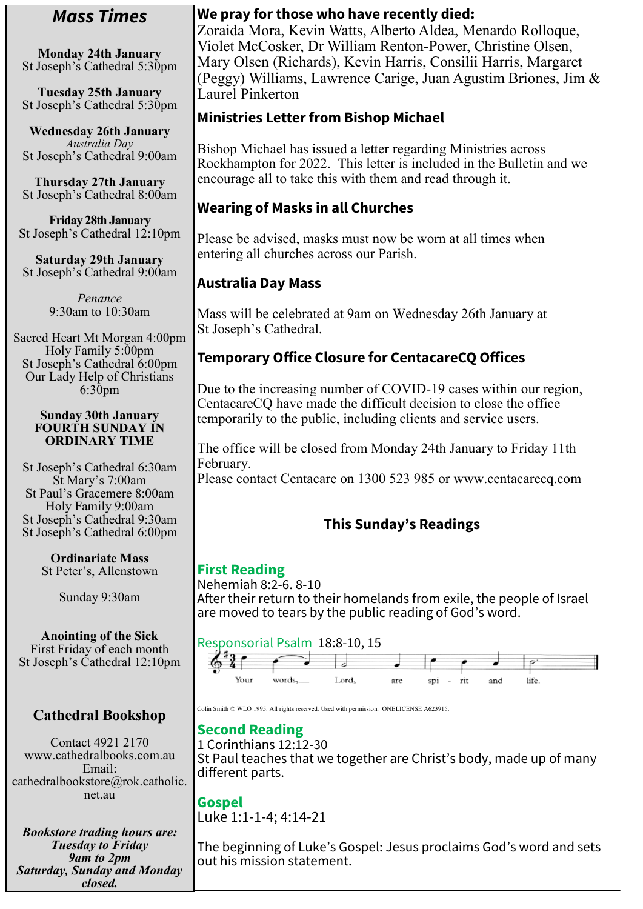## *Mass Times*

**Monday 24th January**
St Joseph's Cathedral 5:30pm

**Tuesday 25th January**
St Joseph's Cathedral 5:30pm

**Wednesday 26th January**
*Australia Day*
St Joseph's Cathedral 9:00am

**Thursday 27th January**
St Joseph's Cathedral 8:00am

**Friday 28th January**
St Joseph's Cathedral 12:10pm

**Saturday 29th January**
St Joseph's Cathedral 9:00am

*Penance*
9:30am to 10:30am

Sacred Heart Mt Morgan 4:00pm
Holy Family 5:00pm
St Joseph's Cathedral 6:00pm
Our Lady Help of Christians 6:30pm

**Sunday 30th January**
**FOURTH SUNDAY IN ORDINARY TIME**

St Joseph's Cathedral 6:30am
St Mary's 7:00am
St Paul's Gracemere 8:00am
Holy Family 9:00am
St Joseph's Cathedral 9:30am
St Joseph's Cathedral 6:00pm

**Ordinariate Mass**
St Peter's, Allenstown

Sunday 9:30am

**Anointing of the Sick**
First Friday of each month
St Joseph's Cathedral 12:10pm

## Cathedral Bookshop

Contact 4921 2170
www.cathedralbooks.com.au
Email:
cathedralbookstore@rok.catholic.net.au

***Bookstore trading hours are:***
***Tuesday to Friday***
***9am to 2pm***
***Saturday, Sunday and Monday closed.***

### We pray for those who have recently died:

Zoraida Mora, Kevin Watts, Alberto Aldea, Menardo Rolloque, Violet McCosker, Dr William Renton-Power, Christine Olsen, Mary Olsen (Richards), Kevin Harris, Consilii Harris, Margaret (Peggy) Williams, Lawrence Carige, Juan Agustim Briones, Jim & Laurel Pinkerton

### Ministries Letter from Bishop Michael

Bishop Michael has issued a letter regarding Ministries across Rockhampton for 2022. This letter is included in the Bulletin and we encourage all to take this with them and read through it.

### Wearing of Masks in all Churches

Please be advised, masks must now be worn at all times when entering all churches across our Parish.

### Australia Day Mass

Mass will be celebrated at 9am on Wednesday 26th January at St Joseph's Cathedral.

### Temporary Office Closure for CentacareCQ Offices

Due to the increasing number of COVID-19 cases within our region, CentacareCQ have made the difficult decision to close the office temporarily to the public, including clients and service users.

The office will be closed from Monday 24th January to Friday 11th February.
Please contact Centacare on 1300 523 985 or www.centacarecq.com

### This Sunday's Readings

**First Reading**
Nehemiah 8:2-6. 8-10
After their return to their homelands from exile, the people of Israel are moved to tears by the public reading of God's word.

**Responsorial Psalm** 18:8-10, 15
Your words, Lord, are spi - rit and life.

Colin Smith © WLO 1995. All rights reserved. Used with permission. ONELICENSE A623915.

**Second Reading**
1 Corinthians 12:12-30
St Paul teaches that we together are Christ's body, made up of many different parts.

**Gospel**
Luke 1:1-1-4; 4:14-21

The beginning of Luke's Gospel: Jesus proclaims God's word and sets out his mission statement.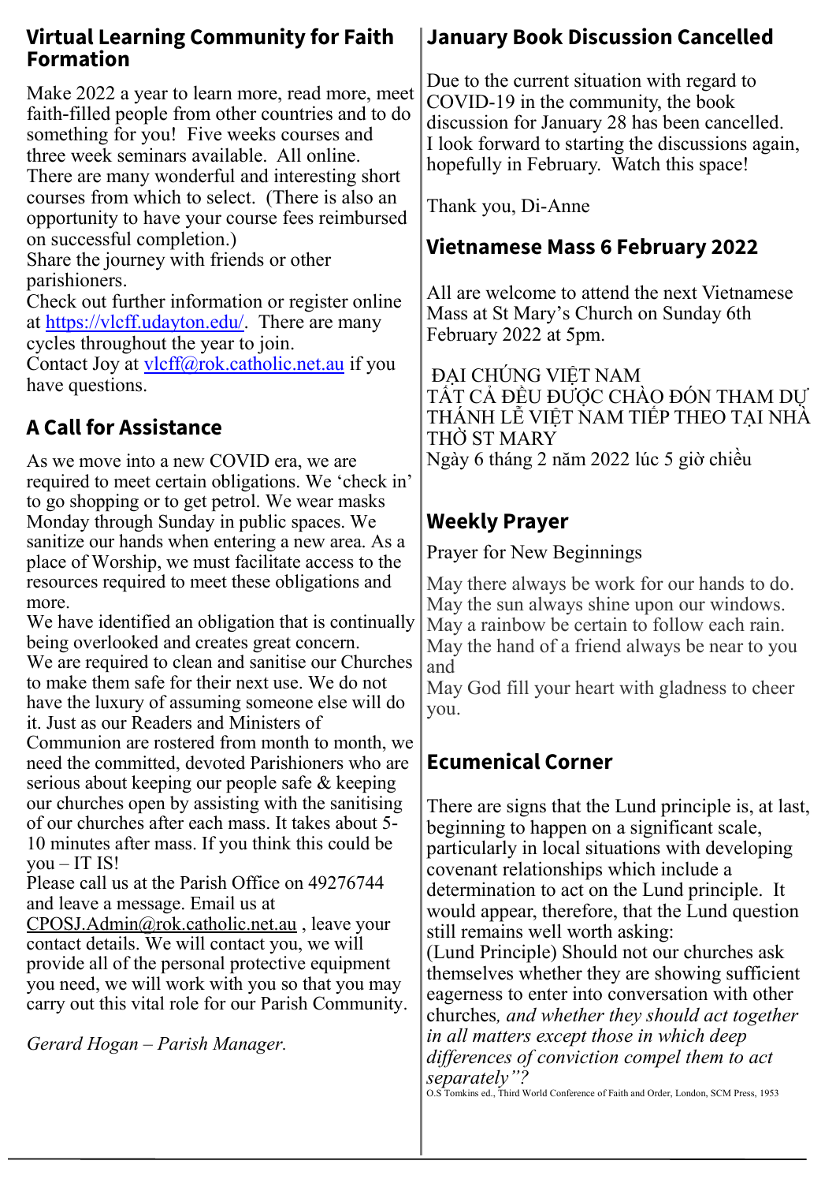## Virtual Learning Community for Faith Formation

Make 2022 a year to learn more, read more, meet faith-filled people from other countries and to do something for you! Five weeks courses and three week seminars available. All online. There are many wonderful and interesting short courses from which to select. (There is also an opportunity to have your course fees reimbursed on successful completion.)
Share the journey with friends or other parishioners.
Check out further information or register online at https://vlcff.udayton.edu/. There are many cycles throughout the year to join.
Contact Joy at vlcff@rok.catholic.net.au if you have questions.

## A Call for Assistance

As we move into a new COVID era, we are required to meet certain obligations. We 'check in' to go shopping or to get petrol. We wear masks Monday through Sunday in public spaces. We sanitize our hands when entering a new area. As a place of Worship, we must facilitate access to the resources required to meet these obligations and more.
We have identified an obligation that is continually being overlooked and creates great concern.
We are required to clean and sanitise our Churches to make them safe for their next use. We do not have the luxury of assuming someone else will do it. Just as our Readers and Ministers of Communion are rostered from month to month, we need the committed, devoted Parishioners who are serious about keeping our people safe & keeping our churches open by assisting with the sanitising of our churches after each mass. It takes about 5-10 minutes after mass. If you think this could be you – IT IS!
Please call us at the Parish Office on 49276744 and leave a message. Email us at CPOSJ.Admin@rok.catholic.net.au , leave your contact details. We will contact you, we will provide all of the personal protective equipment you need, we will work with you so that you may carry out this vital role for our Parish Community.

*Gerard Hogan – Parish Manager.*

## January Book Discussion Cancelled

Due to the current situation with regard to COVID-19 in the community, the book discussion for January 28 has been cancelled. I look forward to starting the discussions again, hopefully in February. Watch this space!

Thank you, Di-Anne

## Vietnamese Mass 6 February 2022

All are welcome to attend the next Vietnamese Mass at St Mary's Church on Sunday 6th February 2022 at 5pm.

ĐẠI CHÚNG VIỆT NAM
TẤT CẢ ĐỀU ĐƯỢC CHÀO ĐÓN THAM DỰ THÁNH LỄ VIỆT NAM TIẾP THEO TẠI NHÀ THỜ ST MARY
Ngày 6 tháng 2 năm 2022 lúc 5 giờ chiều

## Weekly Prayer

Prayer for New Beginnings

May there always be work for our hands to do.
May the sun always shine upon our windows.
May a rainbow be certain to follow each rain.
May the hand of a friend always be near to you and
May God fill your heart with gladness to cheer you.

## Ecumenical Corner

There are signs that the Lund principle is, at last, beginning to happen on a significant scale, particularly in local situations with developing covenant relationships which include a determination to act on the Lund principle. It would appear, therefore, that the Lund question still remains well worth asking:
(Lund Principle) Should not our churches ask themselves whether they are showing sufficient eagerness to enter into conversation with other churches*, and whether they should act together in all matters except those in which deep differences of conviction compel them to act separately"?*

O.S Tomkins ed., Third World Conference of Faith and Order, London, SCM Press, 1953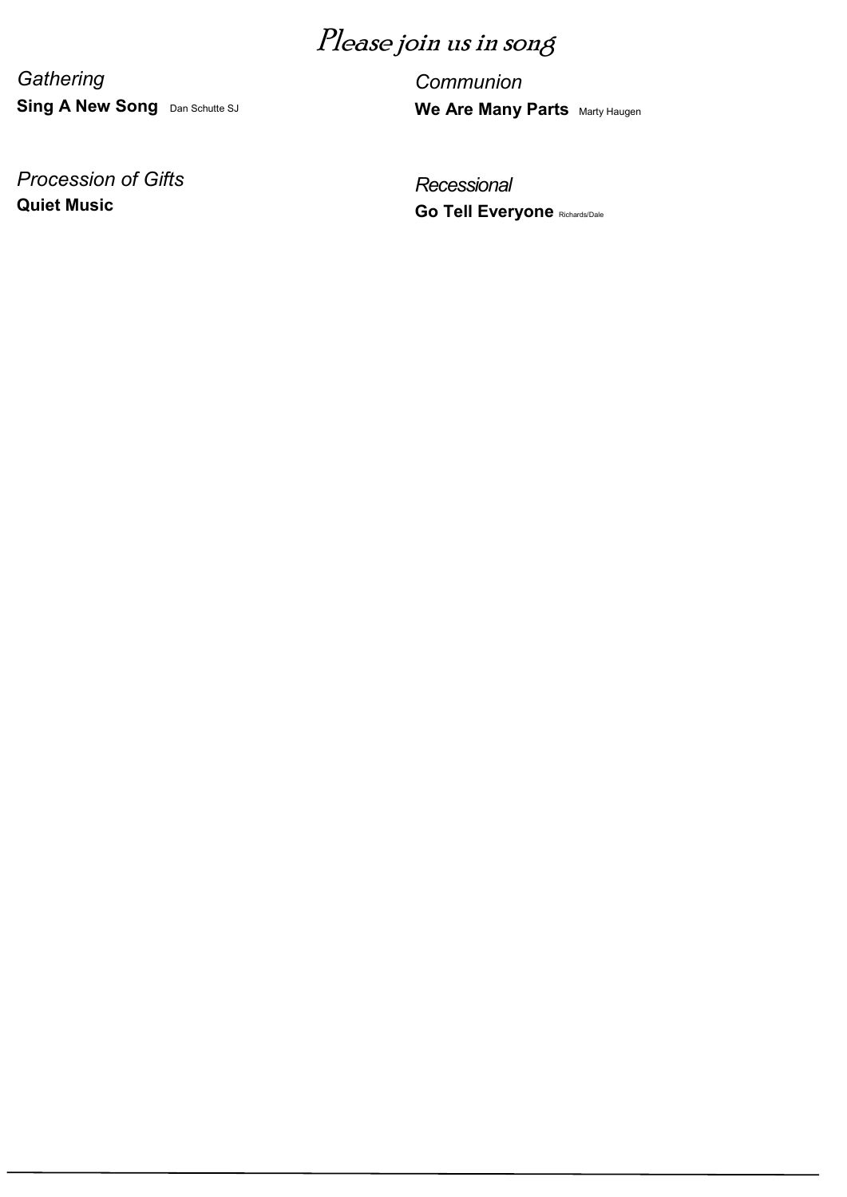# *Please join us in song*

*Gathering*

**Sing A New Song** Dan Schutte SJ

*Procession of Gifts*

**Quiet Music**

*Communion*

**We Are Many Parts** Marty Haugen

*Recessional*

**Go Tell Everyone** Richards/Dale